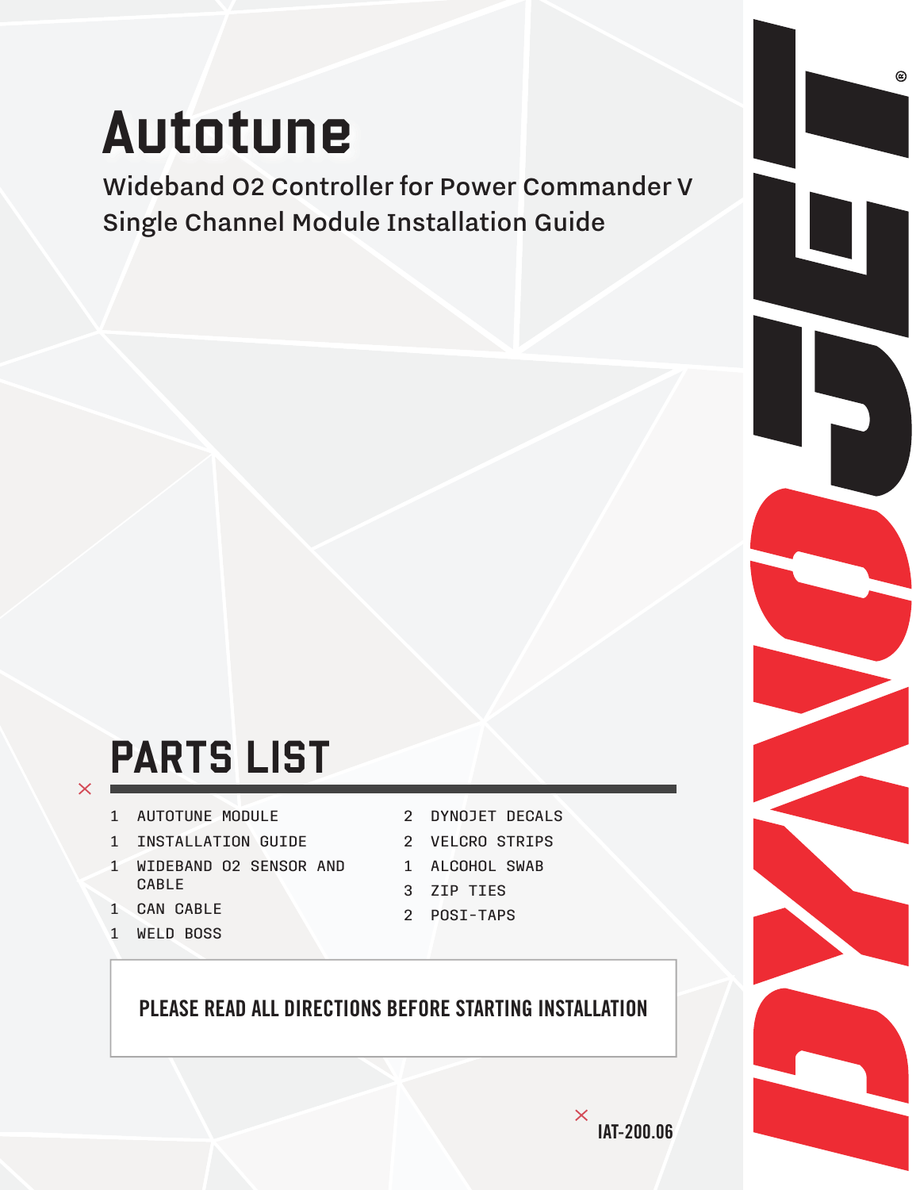# Autotune

Wideband O2 Controller for Power Commander V
Single Channel Module Installation Guide

## PARTS LIST

- 1 AUTOTUNE MODULE
- 1 INSTALLATION GUIDE
- 1 WIDEBAND O2 SENSOR AND CABLE
- 1 CAN CABLE
- 1 WELD BOSS
- 2 DYNOJET DECALS
- 2 VELCRO STRIPS
- 1 ALCOHOL SWAB
- 3 ZIP TIES
- 2 POSI-TAPS

**PLEASE READ ALL DIRECTIONS BEFORE STARTING INSTALLATION**

IAT-200.06

DYNOJET®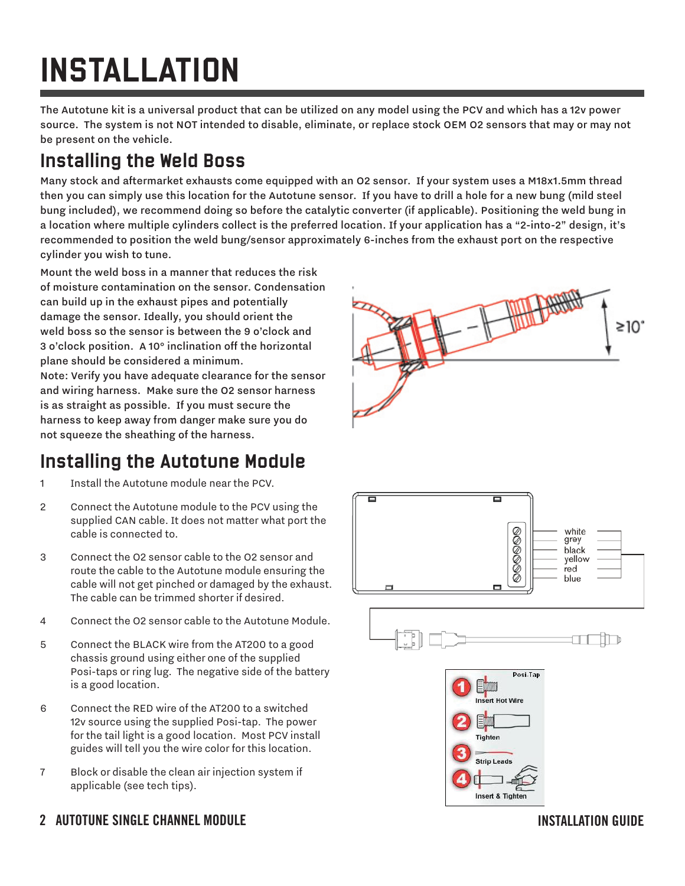# INSTALLATION

The Autotune kit is a universal product that can be utilized on any model using the PCV and which has a 12v power source. The system is not NOT intended to disable, eliminate, or replace stock OEM O2 sensors that may or may not be present on the vehicle.

## Installing the Weld Boss

Many stock and aftermarket exhausts come equipped with an O2 sensor. If your system uses a M18x1.5mm thread then you can simply use this location for the Autotune sensor. If you have to drill a hole for a new bung (mild steel bung included), we recommend doing so before the catalytic converter (if applicable). Positioning the weld bung in a location where multiple cylinders collect is the preferred location. If your application has a "2-into-2" design, it's recommended to position the weld bung/sensor approximately 6-inches from the exhaust port on the respective cylinder you wish to tune.

Mount the weld boss in a manner that reduces the risk of moisture contamination on the sensor. Condensation can build up in the exhaust pipes and potentially damage the sensor. Ideally, you should orient the weld boss so the sensor is between the 9 o'clock and 3 o'clock position. A 10° inclination off the horizontal plane should be considered a minimum.

Note: Verify you have adequate clearance for the sensor and wiring harness. Make sure the O2 sensor harness is as straight as possible. If you must secure the harness to keep away from danger make sure you do not squeeze the sheathing of the harness.

## Installing the Autotune Module

1. Install the Autotune module near the PCV.
2. Connect the Autotune module to the PCV using the supplied CAN cable. It does not matter what port the cable is connected to.
3. Connect the O2 sensor cable to the O2 sensor and route the cable to the Autotune module ensuring the cable will not get pinched or damaged by the exhaust. The cable can be trimmed shorter if desired.
4. Connect the O2 sensor cable to the Autotune Module.
5. Connect the BLACK wire from the AT200 to a good chassis ground using either one of the supplied Posi-taps or ring lug. The negative side of the battery is a good location.
6. Connect the RED wire of the AT200 to a switched 12v source using the supplied Posi-tap. The power for the tail light is a good location. Most PCV install guides will tell you the wire color for this location.
7. Block or disable the clean air injection system if applicable (see tech tips).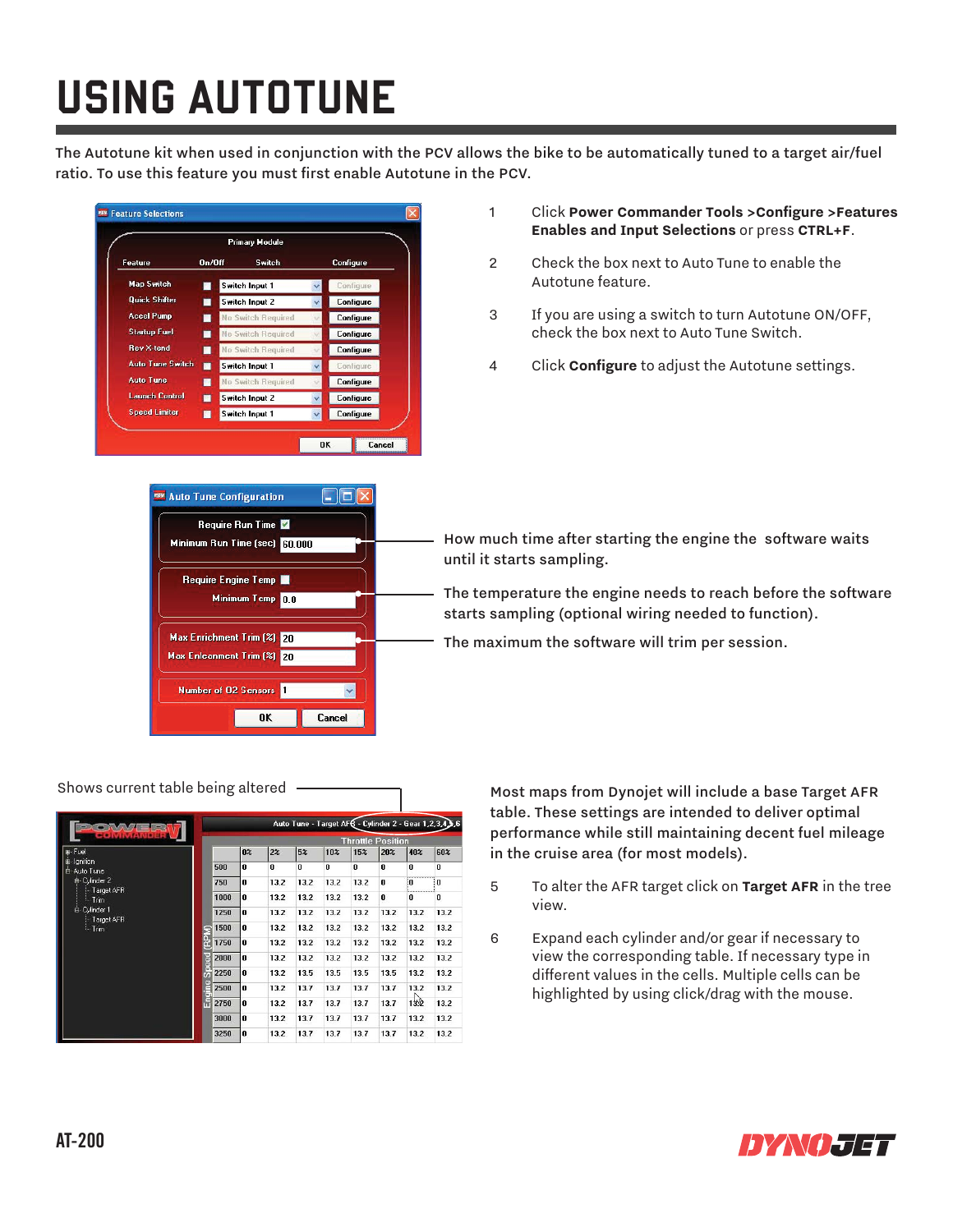# USING AUTOTUNE

The Autotune kit when used in conjunction with the PCV allows the bike to be automatically tuned to a target air/fuel ratio. To use this feature you must first enable Autotune in the PCV.

1. Click **Power Commander Tools >Configure >Features Enables and Input Selections** or press **CTRL+F**.
2. Check the box next to Auto Tune to enable the Autotune feature.
3. If you are using a switch to turn Autotune ON/OFF, check the box next to Auto Tune Switch.
4. Click **Configure** to adjust the Autotune settings.

How much time after starting the engine the software waits until it starts sampling.

The temperature the engine needs to reach before the software starts sampling (optional wiring needed to function).

The maximum the software will trim per session.

Shows current table being altered

Most maps from Dynojet will include a base Target AFR table. These settings are intended to deliver optimal performance while still maintaining decent fuel mileage in the cruise area (for most models).

5. To alter the AFR target click on **Target AFR** in the tree view.
6. Expand each cylinder and/or gear if necessary to view the corresponding table. If necessary type in different values in the cells. Multiple cells can be highlighted by using click/drag with the mouse.

AT-200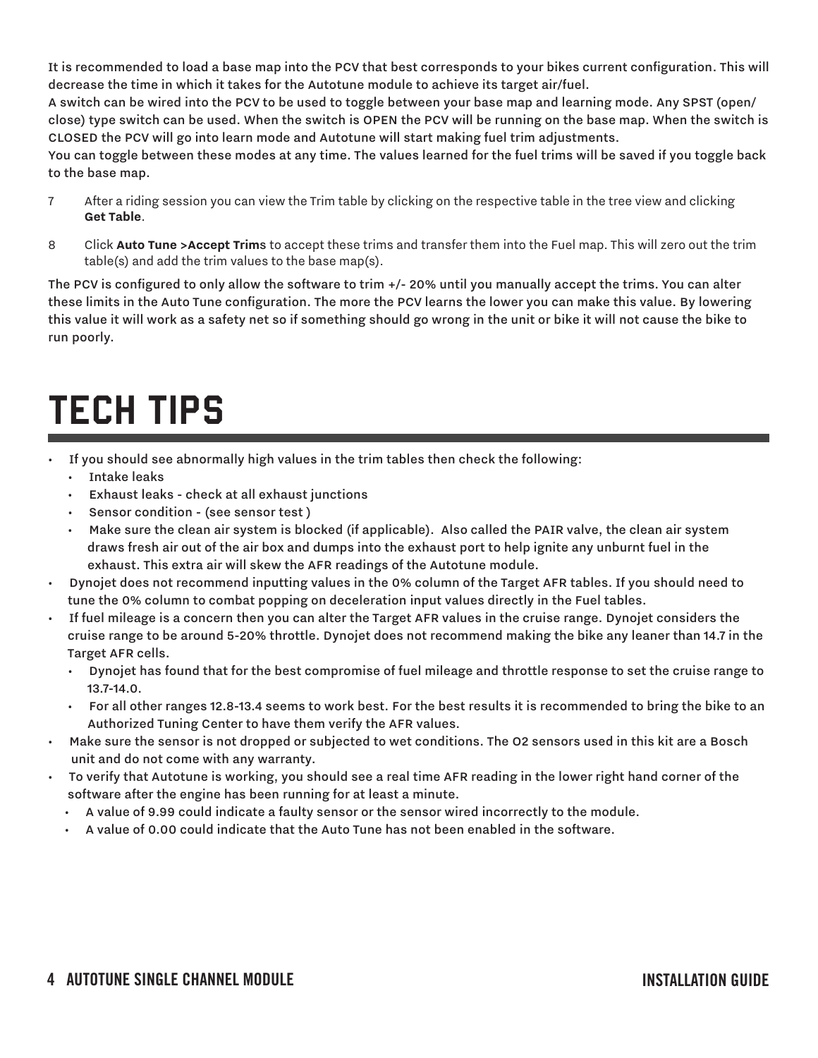It is recommended to load a base map into the PCV that best corresponds to your bikes current configuration. This will decrease the time in which it takes for the Autotune module to achieve its target air/fuel.

A switch can be wired into the PCV to be used to toggle between your base map and learning mode. Any SPST (open/close) type switch can be used. When the switch is OPEN the PCV will be running on the base map. When the switch is CLOSED the PCV will go into learn mode and Autotune will start making fuel trim adjustments.

You can toggle between these modes at any time. The values learned for the fuel trims will be saved if you toggle back to the base map.

7. After a riding session you can view the Trim table by clicking on the respective table in the tree view and clicking **Get Table**.

8. Click **Auto Tune >Accept Trims** to accept these trims and transfer them into the Fuel map. This will zero out the trim table(s) and add the trim values to the base map(s).

The PCV is configured to only allow the software to trim +/- 20% until you manually accept the trims. You can alter these limits in the Auto Tune configuration. The more the PCV learns the lower you can make this value. By lowering this value it will work as a safety net so if something should go wrong in the unit or bike it will not cause the bike to run poorly.

# TECH TIPS

- If you should see abnormally high values in the trim tables then check the following:
  - Intake leaks
  - Exhaust leaks - check at all exhaust junctions
  - Sensor condition - (see sensor test )
  - Make sure the clean air system is blocked (if applicable). Also called the PAIR valve, the clean air system draws fresh air out of the air box and dumps into the exhaust port to help ignite any unburnt fuel in the exhaust. This extra air will skew the AFR readings of the Autotune module.
- Dynojet does not recommend inputting values in the 0% column of the Target AFR tables. If you should need to tune the 0% column to combat popping on deceleration input values directly in the Fuel tables.
- If fuel mileage is a concern then you can alter the Target AFR values in the cruise range. Dynojet considers the cruise range to be around 5-20% throttle. Dynojet does not recommend making the bike any leaner than 14.7 in the Target AFR cells.
  - Dynojet has found that for the best compromise of fuel mileage and throttle response to set the cruise range to 13.7-14.0.
  - For all other ranges 12.8-13.4 seems to work best. For the best results it is recommended to bring the bike to an Authorized Tuning Center to have them verify the AFR values.
- Make sure the sensor is not dropped or subjected to wet conditions. The O2 sensors used in this kit are a Bosch unit and do not come with any warranty.
- To verify that Autotune is working, you should see a real time AFR reading in the lower right hand corner of the software after the engine has been running for at least a minute.
  - A value of 9.99 could indicate a faulty sensor or the sensor wired incorrectly to the module.
  - A value of 0.00 could indicate that the Auto Tune has not been enabled in the software.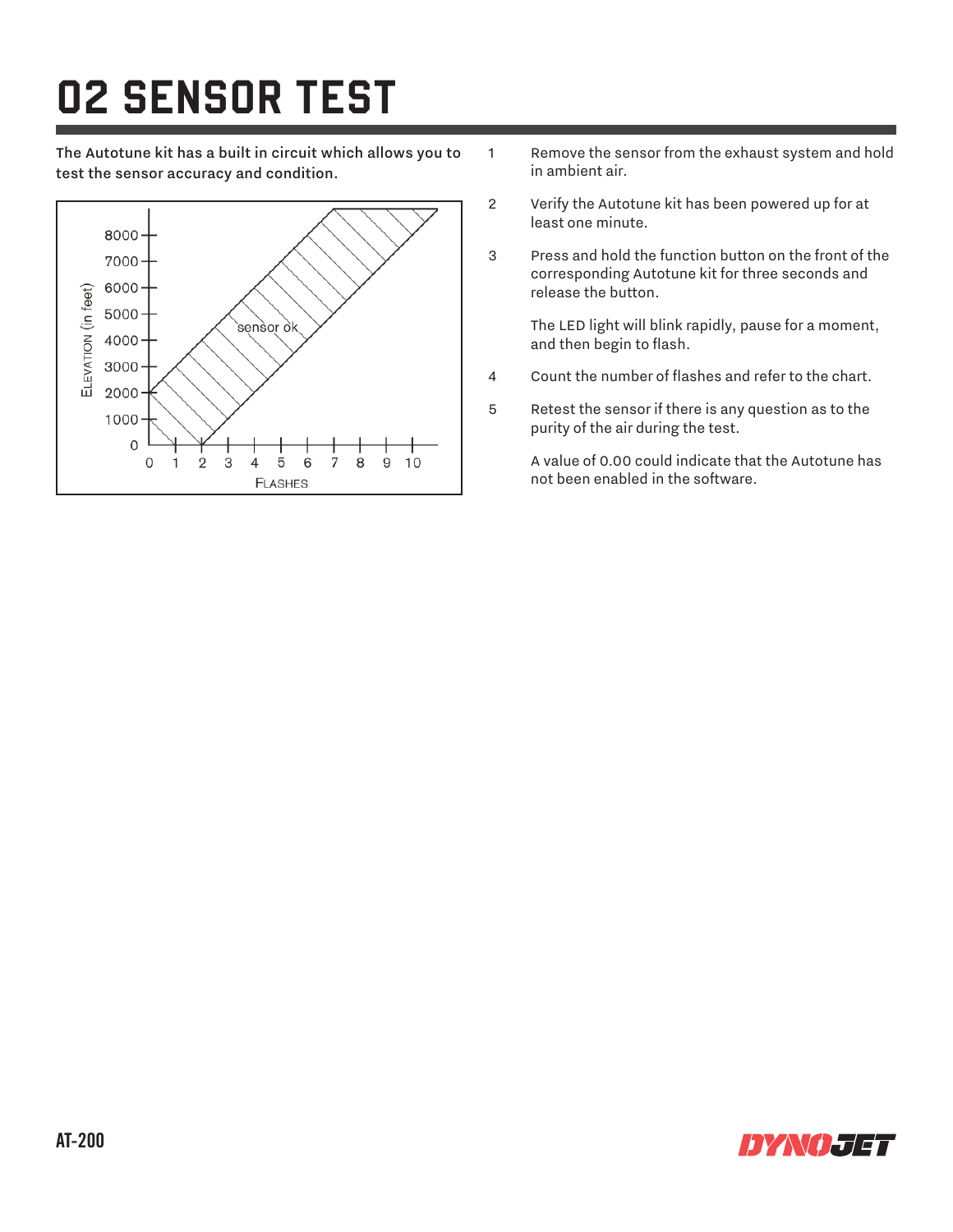# O2 SENSOR TEST

**The Autotune kit has a built in circuit which allows you to test the sensor accuracy and condition.**

1. Remove the sensor from the exhaust system and hold in ambient air.
2. Verify the Autotune kit has been powered up for at least one minute.
3. Press and hold the function button on the front of the corresponding Autotune kit for three seconds and release the button.

   The LED light will blink rapidly, pause for a moment, and then begin to flash.
4. Count the number of flashes and refer to the chart.
5. Retest the sensor if there is any question as to the purity of the air during the test.

   A value of 0.00 could indicate that the Autotune has not been enabled in the software.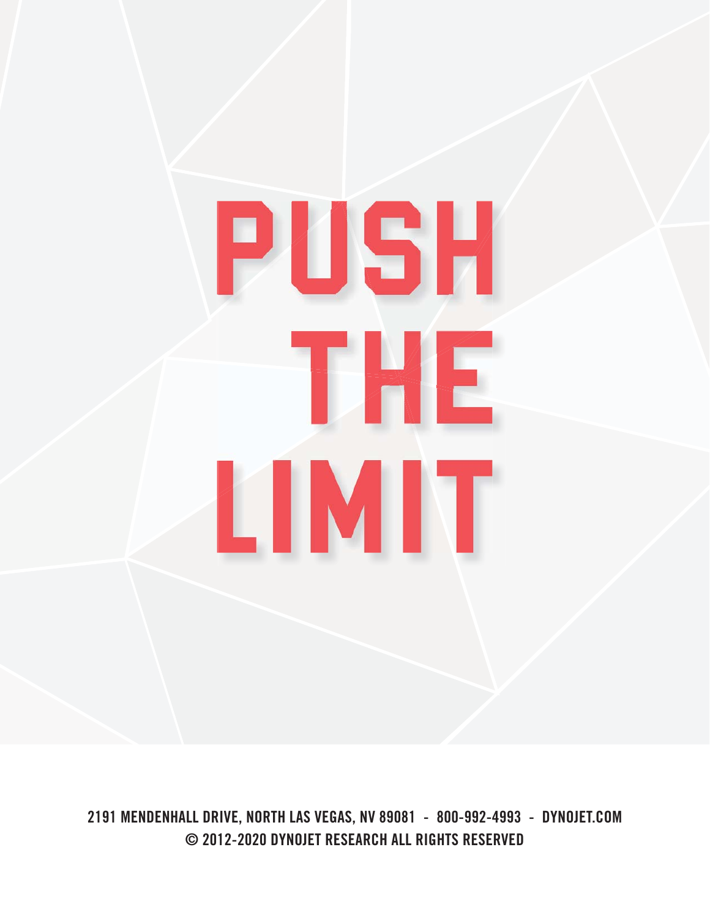# PUSH THE LIMIT

2191 MENDENHALL DRIVE, NORTH LAS VEGAS, NV 89081 - 800-992-4993 - DYNOJET.COM

© 2012-2020 DYNOJET RESEARCH ALL RIGHTS RESERVED